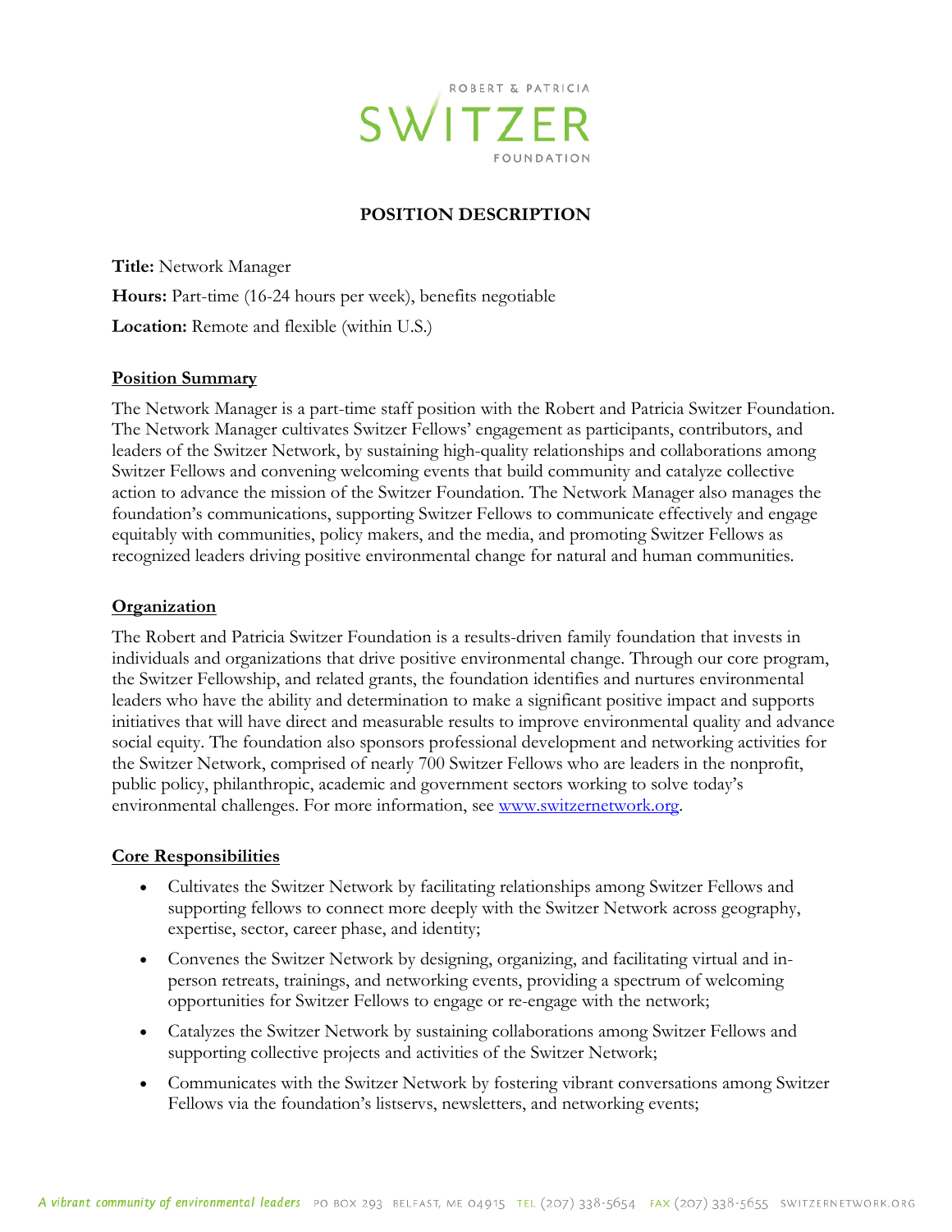ROBERT & PATRICIA
SWITZER
FOUNDATION

## POSITION DESCRIPTION

**Title:** Network Manager

**Hours:** Part-time (16-24 hours per week), benefits negotiable

**Location:** Remote and flexible (within U.S.)

### Position Summary

The Network Manager is a part-time staff position with the Robert and Patricia Switzer Foundation. The Network Manager cultivates Switzer Fellows' engagement as participants, contributors, and leaders of the Switzer Network, by sustaining high-quality relationships and collaborations among Switzer Fellows and convening welcoming events that build community and catalyze collective action to advance the mission of the Switzer Foundation. The Network Manager also manages the foundation's communications, supporting Switzer Fellows to communicate effectively and engage equitably with communities, policy makers, and the media, and promoting Switzer Fellows as recognized leaders driving positive environmental change for natural and human communities.

### Organization

The Robert and Patricia Switzer Foundation is a results-driven family foundation that invests in individuals and organizations that drive positive environmental change. Through our core program, the Switzer Fellowship, and related grants, the foundation identifies and nurtures environmental leaders who have the ability and determination to make a significant positive impact and supports initiatives that will have direct and measurable results to improve environmental quality and advance social equity. The foundation also sponsors professional development and networking activities for the Switzer Network, comprised of nearly 700 Switzer Fellows who are leaders in the nonprofit, public policy, philanthropic, academic and government sectors working to solve today's environmental challenges. For more information, see [www.switzernetwork.org](http://www.switzernetwork.org).

### Core Responsibilities

- Cultivates the Switzer Network by facilitating relationships among Switzer Fellows and supporting fellows to connect more deeply with the Switzer Network across geography, expertise, sector, career phase, and identity;
- Convenes the Switzer Network by designing, organizing, and facilitating virtual and in-person retreats, trainings, and networking events, providing a spectrum of welcoming opportunities for Switzer Fellows to engage or re-engage with the network;
- Catalyzes the Switzer Network by sustaining collaborations among Switzer Fellows and supporting collective projects and activities of the Switzer Network;
- Communicates with the Switzer Network by fostering vibrant conversations among Switzer Fellows via the foundation's listservs, newsletters, and networking events;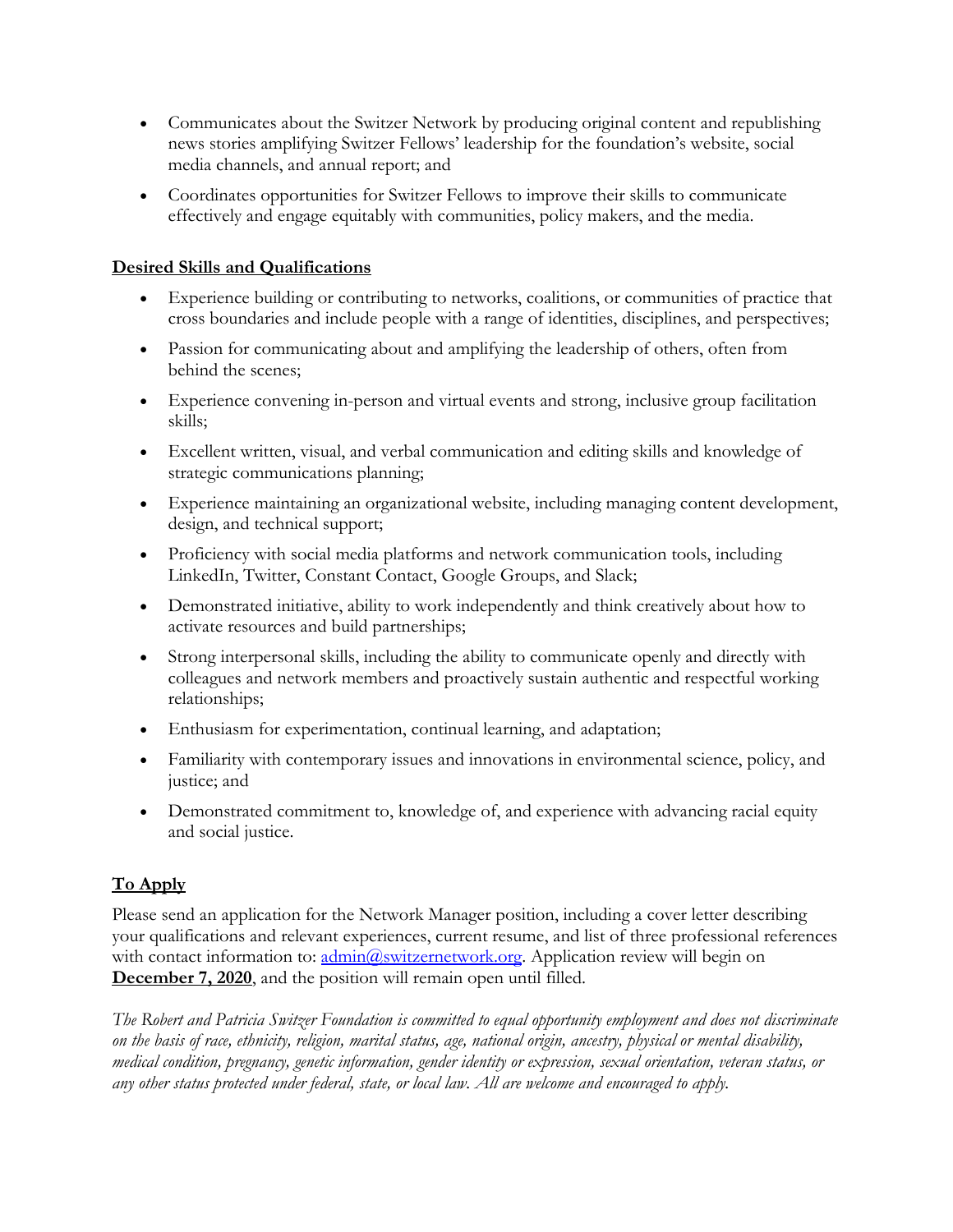- Communicates about the Switzer Network by producing original content and republishing news stories amplifying Switzer Fellows' leadership for the foundation's website, social media channels, and annual report; and
- Coordinates opportunities for Switzer Fellows to improve their skills to communicate effectively and engage equitably with communities, policy makers, and the media.

**Desired Skills and Qualifications**

- Experience building or contributing to networks, coalitions, or communities of practice that cross boundaries and include people with a range of identities, disciplines, and perspectives;
- Passion for communicating about and amplifying the leadership of others, often from behind the scenes;
- Experience convening in-person and virtual events and strong, inclusive group facilitation skills;
- Excellent written, visual, and verbal communication and editing skills and knowledge of strategic communications planning;
- Experience maintaining an organizational website, including managing content development, design, and technical support;
- Proficiency with social media platforms and network communication tools, including LinkedIn, Twitter, Constant Contact, Google Groups, and Slack;
- Demonstrated initiative, ability to work independently and think creatively about how to activate resources and build partnerships;
- Strong interpersonal skills, including the ability to communicate openly and directly with colleagues and network members and proactively sustain authentic and respectful working relationships;
- Enthusiasm for experimentation, continual learning, and adaptation;
- Familiarity with contemporary issues and innovations in environmental science, policy, and justice; and
- Demonstrated commitment to, knowledge of, and experience with advancing racial equity and social justice.

**To Apply**

Please send an application for the Network Manager position, including a cover letter describing your qualifications and relevant experiences, current resume, and list of three professional references with contact information to: admin@switzernetwork.org. Application review will begin on **December 7, 2020**, and the position will remain open until filled.

*The Robert and Patricia Switzer Foundation is committed to equal opportunity employment and does not discriminate on the basis of race, ethnicity, religion, marital status, age, national origin, ancestry, physical or mental disability, medical condition, pregnancy, genetic information, gender identity or expression, sexual orientation, veteran status, or any other status protected under federal, state, or local law. All are welcome and encouraged to apply.*